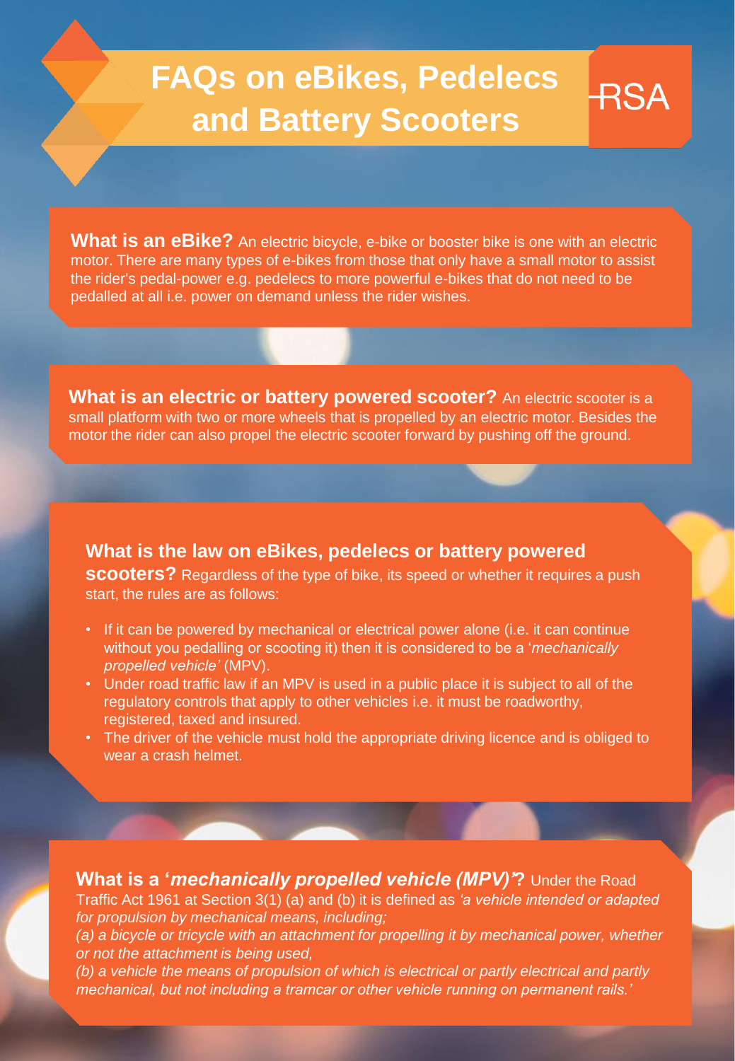# FAQs on eBikes, Pedelecs and Battery Scooters

RSA

**What is an eBike?** An electric bicycle, e-bike or booster bike is one with an electric motor. There are many types of e-bikes from those that only have a small motor to assist the rider's pedal-power e.g. pedelecs to more powerful e-bikes that do not need to be pedalled at all i.e. power on demand unless the rider wishes.

**What is an electric or battery powered scooter?** An electric scooter is a small platform with two or more wheels that is propelled by an electric motor. Besides the motor the rider can also propel the electric scooter forward by pushing off the ground.

**What is the law on eBikes, pedelecs or battery powered scooters?** Regardless of the type of bike, its speed or whether it requires a push start, the rules are as follows:

- If it can be powered by mechanical or electrical power alone (i.e. it can continue without you pedalling or scooting it) then it is considered to be a '*mechanically propelled vehicle'* (MPV).
- Under road traffic law if an MPV is used in a public place it is subject to all of the regulatory controls that apply to other vehicles i.e. it must be roadworthy, registered, taxed and insured.
- The driver of the vehicle must hold the appropriate driving licence and is obliged to wear a crash helmet.

**What is a '*mechanically propelled vehicle (MPV)*'?** Under the Road Traffic Act 1961 at Section 3(1) (a) and (b) it is defined as *'a vehicle intended or adapted for propulsion by mechanical means, including;*
*(a) a bicycle or tricycle with an attachment for propelling it by mechanical power, whether or not the attachment is being used,*
*(b) a vehicle the means of propulsion of which is electrical or partly electrical and partly mechanical, but not including a tramcar or other vehicle running on permanent rails.'*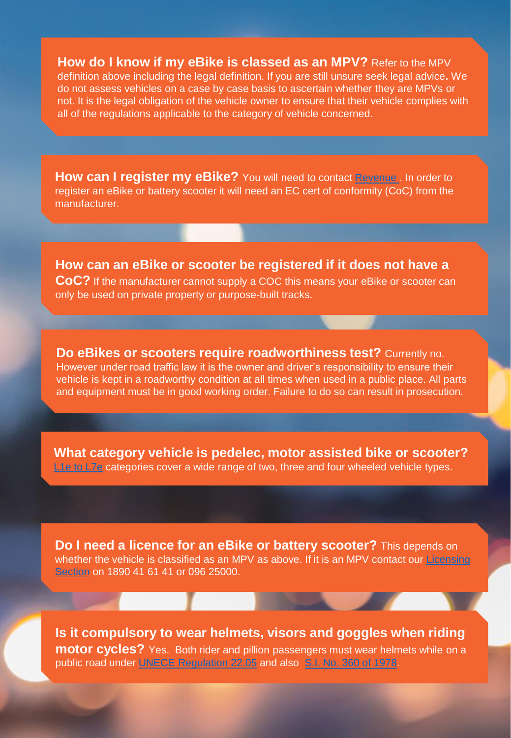**How do I know if my eBike is classed as an MPV?** Refer to the MPV definition above including the legal definition. If you are still unsure seek legal advice**.** We do not assess vehicles on a case by case basis to ascertain whether they are MPVs or not. It is the legal obligation of the vehicle owner to ensure that their vehicle complies with all of the regulations applicable to the category of vehicle concerned.

**How can I register my eBike?** You will need to contact Revenue . In order to register an eBike or battery scooter it will need an EC cert of conformity (CoC) from the manufacturer.

**How can an eBike or scooter be registered if it does not have a CoC?** If the manufacturer cannot supply a COC this means your eBike or scooter can only be used on private property or purpose-built tracks.

**Do eBikes or scooters require roadworthiness test?** Currently no. However under road traffic law it is the owner and driver's responsibility to ensure their vehicle is kept in a roadworthy condition at all times when used in a public place. All parts and equipment must be in good working order. Failure to do so can result in prosecution.

**What category vehicle is pedelec, motor assisted bike or scooter?** L1e to L7e categories cover a wide range of two, three and four wheeled vehicle types.

**Do I need a licence for an eBike or battery scooter?** This depends on whether the vehicle is classified as an MPV as above. If it is an MPV contact our Licensing Section on 1890 41 61 41 or 096 25000.

**Is it compulsory to wear helmets, visors and goggles when riding motor cycles?** Yes. Both rider and pillion passengers must wear helmets while on a public road under UNECE Regulation 22.05 and also S.I. No. 360 of 1978.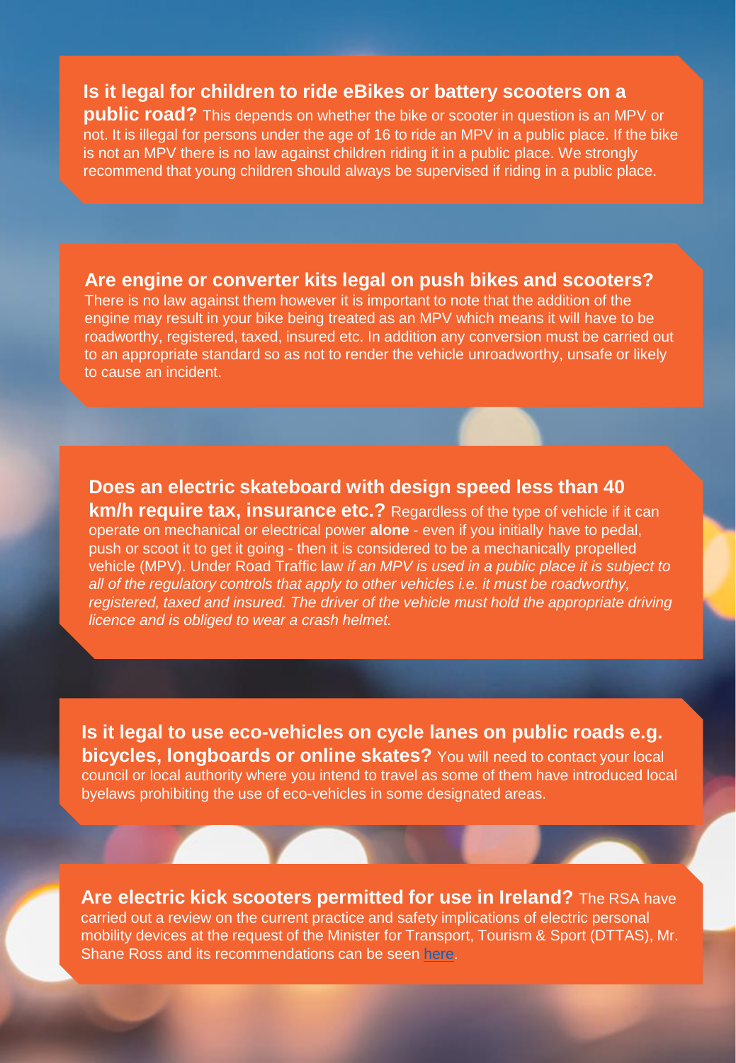**Is it legal for children to ride eBikes or battery scooters on a public road?** This depends on whether the bike or scooter in question is an MPV or not. It is illegal for persons under the age of 16 to ride an MPV in a public place. If the bike is not an MPV there is no law against children riding it in a public place. We strongly recommend that young children should always be supervised if riding in a public place.

**Are engine or converter kits legal on push bikes and scooters?** There is no law against them however it is important to note that the addition of the engine may result in your bike being treated as an MPV which means it will have to be roadworthy, registered, taxed, insured etc. In addition any conversion must be carried out to an appropriate standard so as not to render the vehicle unroadworthy, unsafe or likely to cause an incident.

**Does an electric skateboard with design speed less than 40 km/h require tax, insurance etc.?** Regardless of the type of vehicle if it can operate on mechanical or electrical power **alone** - even if you initially have to pedal, push or scoot it to get it going - then it is considered to be a mechanically propelled vehicle (MPV). Under Road Traffic law *if an MPV is used in a public place it is subject to all of the regulatory controls that apply to other vehicles i.e. it must be roadworthy, registered, taxed and insured. The driver of the vehicle must hold the appropriate driving licence and is obliged to wear a crash helmet.*

**Is it legal to use eco-vehicles on cycle lanes on public roads e.g. bicycles, longboards or online skates?** You will need to contact your local council or local authority where you intend to travel as some of them have introduced local byelaws prohibiting the use of eco-vehicles in some designated areas.

**Are electric kick scooters permitted for use in Ireland?** The RSA have carried out a review on the current practice and safety implications of electric personal mobility devices at the request of the Minister for Transport, Tourism & Sport (DTTAS), Mr. Shane Ross and its recommendations can be seen here.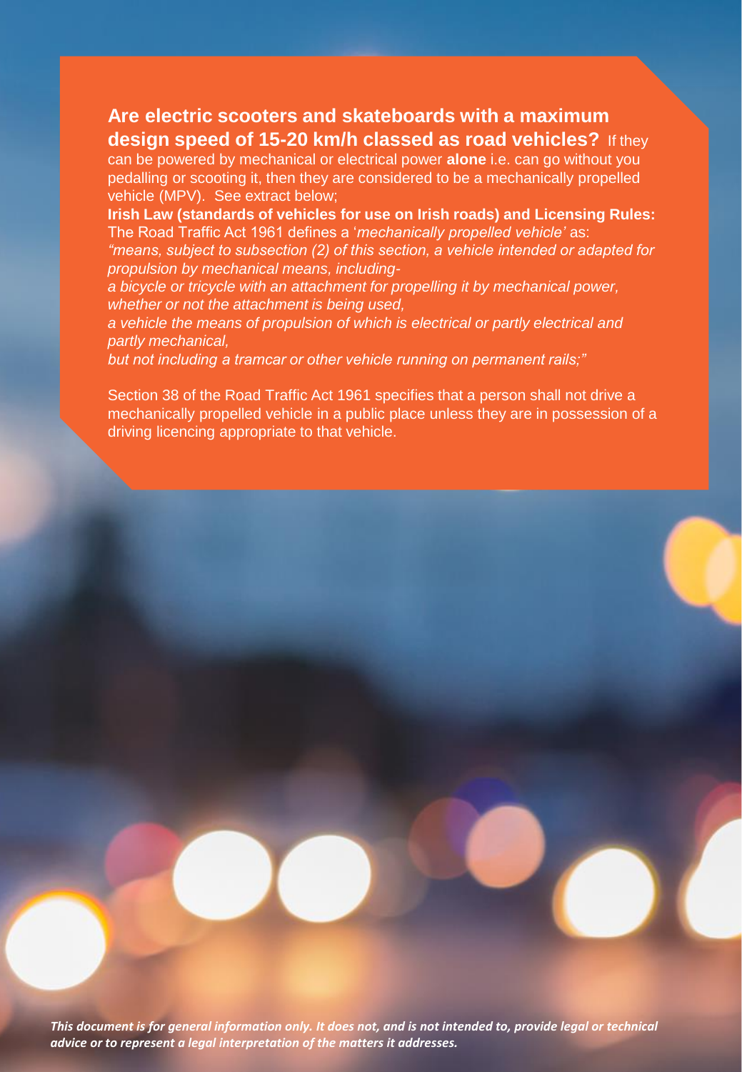**Are electric scooters and skateboards with a maximum design speed of 15-20 km/h classed as road vehicles?** If they can be powered by mechanical or electrical power **alone** i.e. can go without you pedalling or scooting it, then they are considered to be a mechanically propelled vehicle (MPV). See extract below;

**Irish Law (standards of vehicles for use on Irish roads) and Licensing Rules:** The Road Traffic Act 1961 defines a '*mechanically propelled vehicle'* as:

*"means, subject to subsection (2) of this section, a vehicle intended or adapted for propulsion by mechanical means, including-*

*a bicycle or tricycle with an attachment for propelling it by mechanical power, whether or not the attachment is being used,*

*a vehicle the means of propulsion of which is electrical or partly electrical and partly mechanical,*

*but not including a tramcar or other vehicle running on permanent rails;"*

Section 38 of the Road Traffic Act 1961 specifies that a person shall not drive a mechanically propelled vehicle in a public place unless they are in possession of a driving licencing appropriate to that vehicle.

***This document is for general information only. It does not, and is not intended to, provide legal or technical advice or to represent a legal interpretation of the matters it addresses.***